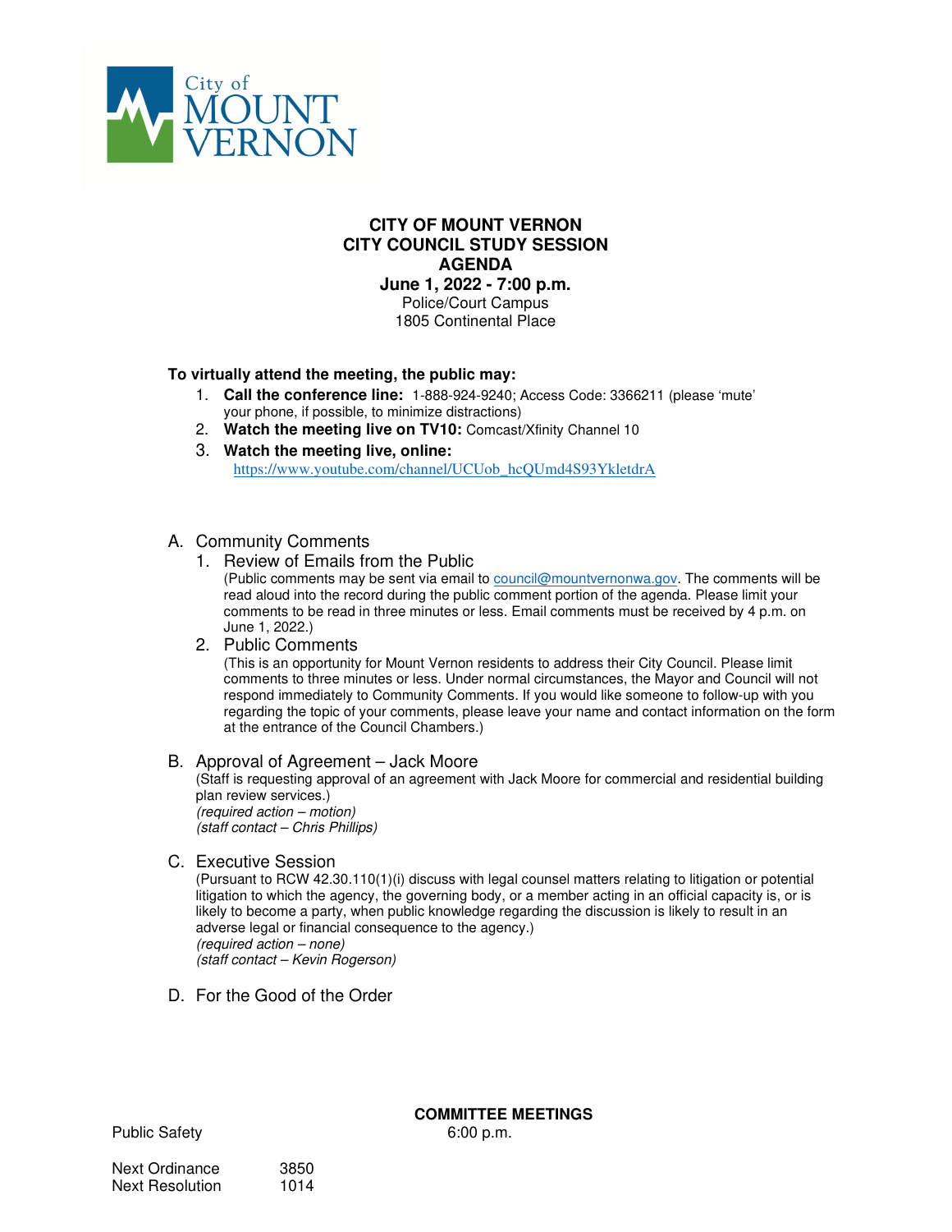City of MOUNT VERNON

# CITY OF MOUNT VERNON
# CITY COUNCIL STUDY SESSION
# AGENDA

**June 1, 2022 - 7:00 p.m.**
Police/Court Campus
1805 Continental Place

**To virtually attend the meeting, the public may:**

1. **Call the conference line:** 1-888-924-9240; Access Code: 3366211 (please 'mute' your phone, if possible, to minimize distractions)
2. **Watch the meeting live on TV10:** Comcast/Xfinity Channel 10
3. **Watch the meeting live, online:** https://www.youtube.com/channel/UCUob_hcQUmd4S93YkletdrA

A. Community Comments

1. Review of Emails from the Public
   (Public comments may be sent via email to council@mountvernonwa.gov. The comments will be read aloud into the record during the public comment portion of the agenda. Please limit your comments to be read in three minutes or less. Email comments must be received by 4 p.m. on June 1, 2022.)
2. Public Comments
   (This is an opportunity for Mount Vernon residents to address their City Council. Please limit comments to three minutes or less. Under normal circumstances, the Mayor and Council will not respond immediately to Community Comments. If you would like someone to follow-up with you regarding the topic of your comments, please leave your name and contact information on the form at the entrance of the Council Chambers.)

B. Approval of Agreement – Jack Moore
(Staff is requesting approval of an agreement with Jack Moore for commercial and residential building plan review services.)
*(required action – motion)*
*(staff contact – Chris Phillips)*

C. Executive Session
(Pursuant to RCW 42.30.110(1)(i) discuss with legal counsel matters relating to litigation or potential litigation to which the agency, the governing body, or a member acting in an official capacity is, or is likely to become a party, when public knowledge regarding the discussion is likely to result in an adverse legal or financial consequence to the agency.)
*(required action – none)*
*(staff contact – Kevin Rogerson)*

D. For the Good of the Order

**COMMITTEE MEETINGS**

Public Safety 6:00 p.m.

Next Ordinance 3850
Next Resolution 1014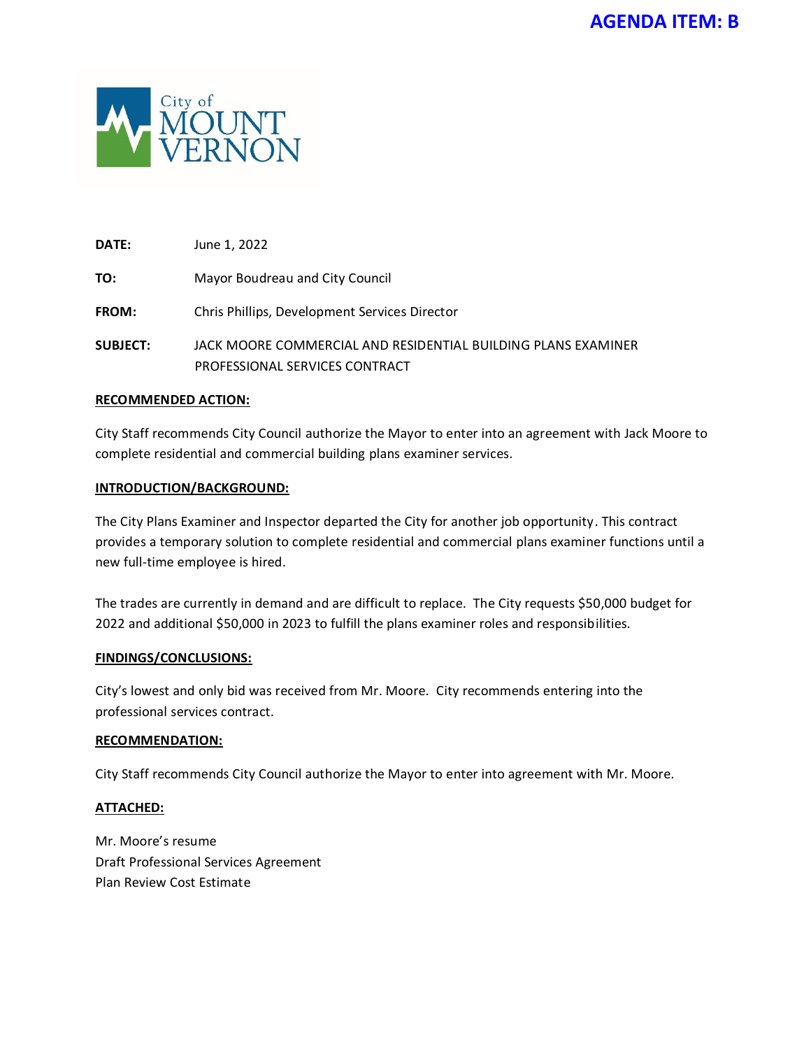**AGENDA ITEM: B**

City of MOUNT VERNON

**DATE:** June 1, 2022

**TO:** Mayor Boudreau and City Council

**FROM:** Chris Phillips, Development Services Director

**SUBJECT:** JACK MOORE COMMERCIAL AND RESIDENTIAL BUILDING PLANS EXAMINER PROFESSIONAL SERVICES CONTRACT

**RECOMMENDED ACTION:**

City Staff recommends City Council authorize the Mayor to enter into an agreement with Jack Moore to complete residential and commercial building plans examiner services.

**INTRODUCTION/BACKGROUND:**

The City Plans Examiner and Inspector departed the City for another job opportunity. This contract provides a temporary solution to complete residential and commercial plans examiner functions until a new full-time employee is hired.

The trades are currently in demand and are difficult to replace. The City requests $50,000 budget for 2022 and additional $50,000 in 2023 to fulfill the plans examiner roles and responsibilities.

**FINDINGS/CONCLUSIONS:**

City's lowest and only bid was received from Mr. Moore. City recommends entering into the professional services contract.

**RECOMMENDATION:**

City Staff recommends City Council authorize the Mayor to enter into agreement with Mr. Moore.

**ATTACHED:**

Mr. Moore's resume
Draft Professional Services Agreement
Plan Review Cost Estimate